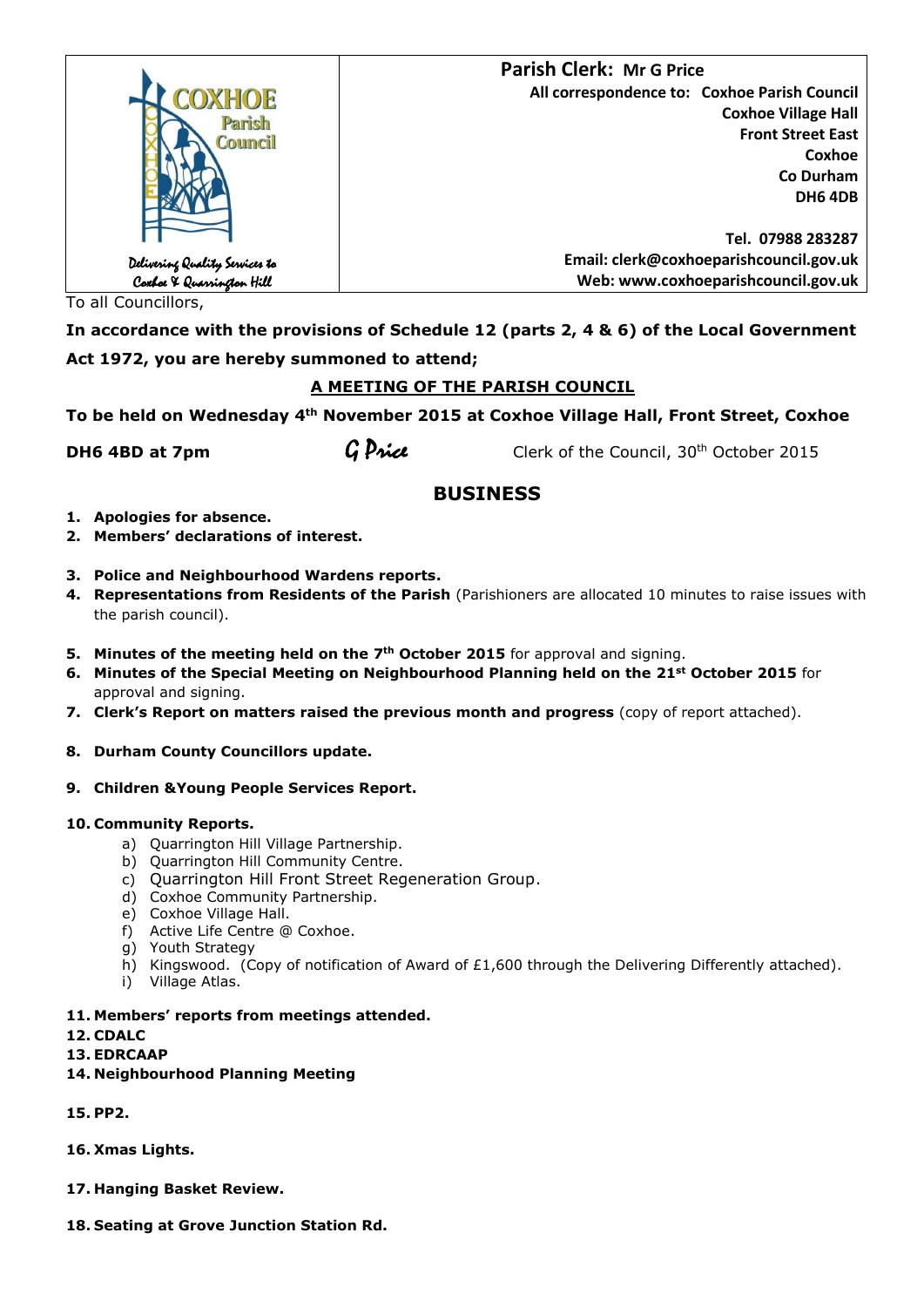COXHOE Parish Council

*Delivering Quality Services to Coxhoe & Quarrington Hill*

**Parish Clerk: Mr G Price**

**All correspondence to: Coxhoe Parish Council**
**Coxhoe Village Hall**
**Front Street East**
**Coxhoe**
**Co Durham**
**DH6 4DB**

**Tel. 07988 283287**
**Email: clerk@coxhoeparishcouncil.gov.uk**
**Web: www.coxhoeparishcouncil.gov.uk**

To all Councillors,

**In accordance with the provisions of Schedule 12 (parts 2, 4 & 6) of the Local Government Act 1972, you are hereby summoned to attend;**

**A MEETING OF THE PARISH COUNCIL**

**To be held on Wednesday 4th November 2015 at Coxhoe Village Hall, Front Street, Coxhoe DH6 4BD at 7pm**

*G Price* Clerk of the Council, 30th October 2015

## BUSINESS

1. **Apologies for absence.**
2. **Members' declarations of interest.**
3. **Police and Neighbourhood Wardens reports.**
4. **Representations from Residents of the Parish** (Parishioners are allocated 10 minutes to raise issues with the parish council).
5. **Minutes of the meeting held on the 7th October 2015** for approval and signing.
6. **Minutes of the Special Meeting on Neighbourhood Planning held on the 21st October 2015** for approval and signing.
7. **Clerk's Report on matters raised the previous month and progress** (copy of report attached).
8. **Durham County Councillors update.**
9. **Children &Young People Services Report.**
10. **Community Reports.**
    a) Quarrington Hill Village Partnership.
    b) Quarrington Hill Community Centre.
    c) Quarrington Hill Front Street Regeneration Group.
    d) Coxhoe Community Partnership.
    e) Coxhoe Village Hall.
    f) Active Life Centre @ Coxhoe.
    g) Youth Strategy
    h) Kingswood. (Copy of notification of Award of £1,600 through the Delivering Differently attached).
    i) Village Atlas.
11. **Members' reports from meetings attended.**
12. **CDALC**
13. **EDRCAAP**
14. **Neighbourhood Planning Meeting**
15. **PP2.**
16. **Xmas Lights.**
17. **Hanging Basket Review.**
18. **Seating at Grove Junction Station Rd.**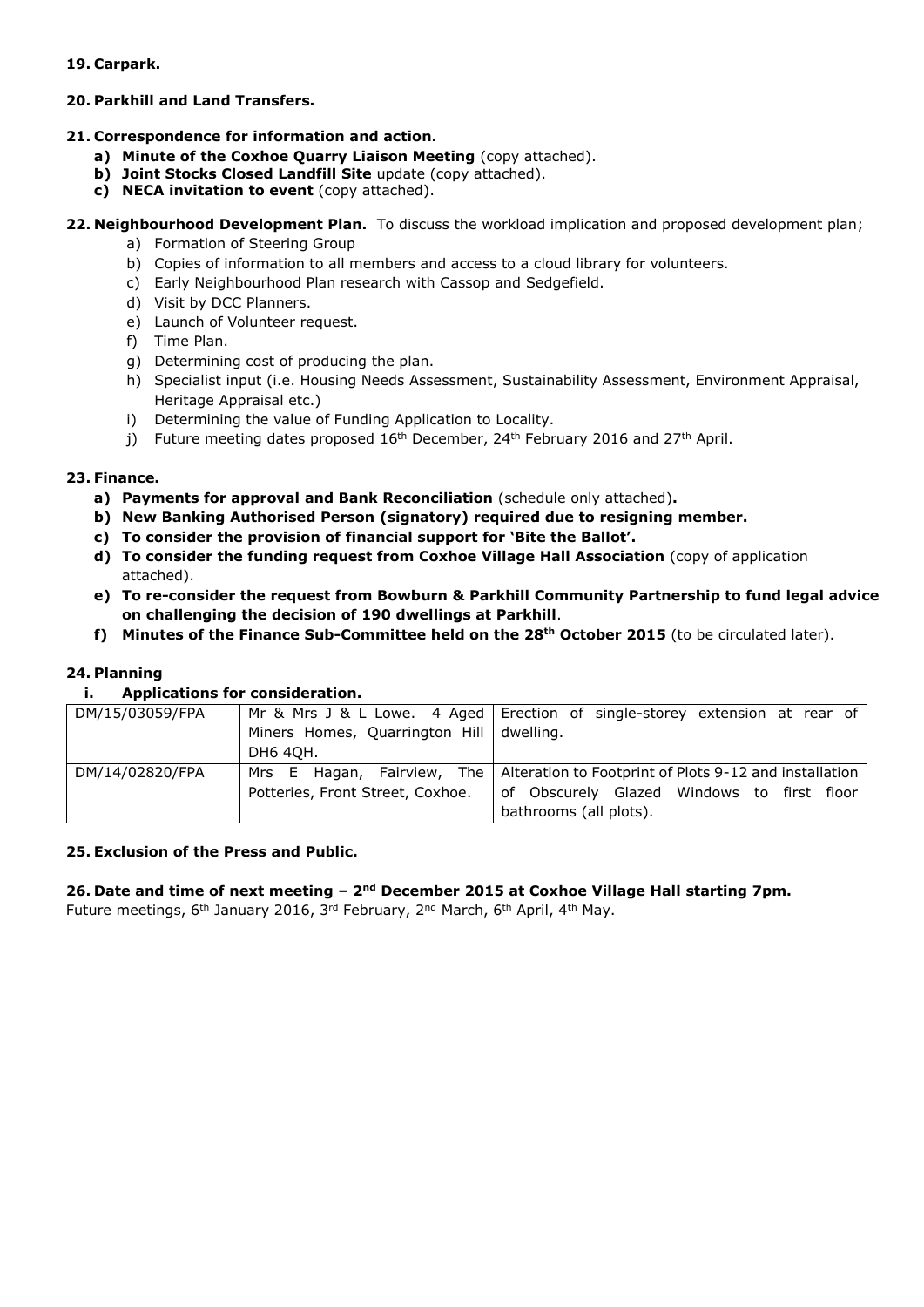**19. Carpark.**

**20. Parkhill and Land Transfers.**

**21. Correspondence for information and action.**

- **a) Minute of the Coxhoe Quarry Liaison Meeting** (copy attached).
- **b) Joint Stocks Closed Landfill Site** update (copy attached).
- **c) NECA invitation to event** (copy attached).

**22. Neighbourhood Development Plan.** To discuss the workload implication and proposed development plan;

- a) Formation of Steering Group
- b) Copies of information to all members and access to a cloud library for volunteers.
- c) Early Neighbourhood Plan research with Cassop and Sedgefield.
- d) Visit by DCC Planners.
- e) Launch of Volunteer request.
- f) Time Plan.
- g) Determining cost of producing the plan.
- h) Specialist input (i.e. Housing Needs Assessment, Sustainability Assessment, Environment Appraisal, Heritage Appraisal etc.)
- i) Determining the value of Funding Application to Locality.
- j) Future meeting dates proposed 16th December, 24th February 2016 and 27th April.

**23. Finance.**

- **a) Payments for approval and Bank Reconciliation** (schedule only attached)**.**
- **b) New Banking Authorised Person (signatory) required due to resigning member.**
- **c) To consider the provision of financial support for 'Bite the Ballot'.**
- **d) To consider the funding request from Coxhoe Village Hall Association** (copy of application attached).
- **e) To re-consider the request from Bowburn & Parkhill Community Partnership to fund legal advice on challenging the decision of 190 dwellings at Parkhill**.
- **f) Minutes of the Finance Sub-Committee held on the 28th October 2015** (to be circulated later).

**24. Planning**

**i. Applications for consideration.**

| | | |
|---|---|---|
| DM/15/03059/FPA | Mr & Mrs J & L Lowe. 4 Aged Miners Homes, Quarrington Hill DH6 4QH. | Erection of single-storey extension at rear of dwelling. |
| DM/14/02820/FPA | Mrs E Hagan, Fairview, The Potteries, Front Street, Coxhoe. | Alteration to Footprint of Plots 9-12 and installation of Obscurely Glazed Windows to first floor bathrooms (all plots). |

**25. Exclusion of the Press and Public.**

**26. Date and time of next meeting – 2nd December 2015 at Coxhoe Village Hall starting 7pm.**

Future meetings, 6th January 2016, 3rd February, 2nd March, 6th April, 4th May.